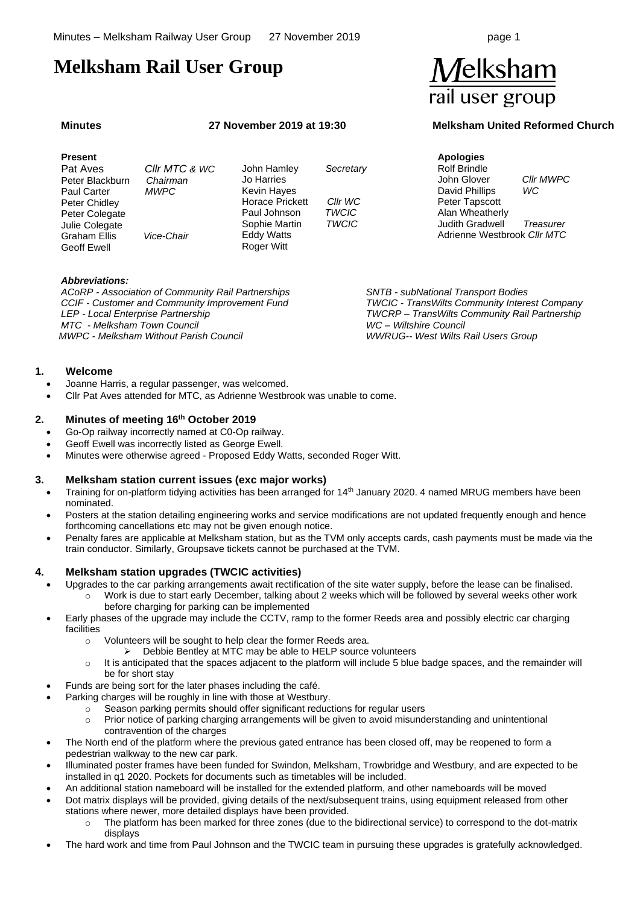# Melksham Rail User Group

Melksham rail user group

**Minutes** **27 November 2019 at 19:30** **Melksham United Reformed Church**

**Present**

| Name | Role | Name | Role |
|---|---|---|---|
| Pat Aves | *Cllr MTC & WC* | John Hamley | *Secretary* |
| Peter Blackburn | *Chairman* | Jo Harries | |
| Paul Carter | *MWPC* | Kevin Hayes | |
| Peter Chidley | | Horace Prickett | *Cllr WC* |
| Peter Colegate | | Paul Johnson | *TWCIC* |
| Julie Colegate | | Sophie Martin | *TWCIC* |
| Graham Ellis | *Vice-Chair* | Eddy Watts | |
| Geoff Ewell | | Roger Witt | |

**Apologies**

| Name | Role |
|---|---|
| Rolf Brindle | |
| John Glover | *Cllr MWPC* |
| David Phillips | *WC* |
| Peter Tapscott | |
| Alan Wheatherly | |
| Judith Gradwell | *Treasurer* |
| Adrienne Westbrook | *Cllr MTC* |

***Abbreviations:***

*ACoRP - Association of Community Rail Partnerships*
*CCIF - Customer and Community Improvement Fund*
*LEP - Local Enterprise Partnership*
*MTC - Melksham Town Council*
*MWPC - Melksham Without Parish Council*
*SNTB - subNational Transport Bodies*
*TWCIC - TransWilts Community Interest Company*
*TWCRP – TransWilts Community Rail Partnership*
*WC – Wiltshire Council*
*WWRUG-- West Wilts Rail Users Group*

## 1. Welcome

- Joanne Harris, a regular passenger, was welcomed.
- Cllr Pat Aves attended for MTC, as Adrienne Westbrook was unable to come.

## 2. Minutes of meeting 16th October 2019

- Go-Op railway incorrectly named at C0-Op railway.
- Geoff Ewell was incorrectly listed as George Ewell.
- Minutes were otherwise agreed - Proposed Eddy Watts, seconded Roger Witt.

## 3. Melksham station current issues (exc major works)

- Training for on-platform tidying activities has been arranged for 14th January 2020. 4 named MRUG members have been nominated.
- Posters at the station detailing engineering works and service modifications are not updated frequently enough and hence forthcoming cancellations etc may not be given enough notice.
- Penalty fares are applicable at Melksham station, but as the TVM only accepts cards, cash payments must be made via the train conductor. Similarly, Groupsave tickets cannot be purchased at the TVM.

## 4. Melksham station upgrades (TWCIC activities)

- Upgrades to the car parking arrangements await rectification of the site water supply, before the lease can be finalised.
  - Work is due to start early December, talking about 2 weeks which will be followed by several weeks other work before charging for parking can be implemented
- Early phases of the upgrade may include the CCTV, ramp to the former Reeds area and possibly electric car charging facilities
  - Volunteers will be sought to help clear the former Reeds area.
    - Debbie Bentley at MTC may be able to HELP source volunteers
  - It is anticipated that the spaces adjacent to the platform will include 5 blue badge spaces, and the remainder will be for short stay
- Funds are being sort for the later phases including the café.
- Parking charges will be roughly in line with those at Westbury.
  - Season parking permits should offer significant reductions for regular users
  - Prior notice of parking charging arrangements will be given to avoid misunderstanding and unintentional contravention of the charges
- The North end of the platform where the previous gated entrance has been closed off, may be reopened to form a pedestrian walkway to the new car park.
- Illuminated poster frames have been funded for Swindon, Melksham, Trowbridge and Westbury, and are expected to be installed in q1 2020. Pockets for documents such as timetables will be included.
- An additional station nameboard will be installed for the extended platform, and other nameboards will be moved
- Dot matrix displays will be provided, giving details of the next/subsequent trains, using equipment released from other stations where newer, more detailed displays have been provided.
  - The platform has been marked for three zones (due to the bidirectional service) to correspond to the dot-matrix displays
- The hard work and time from Paul Johnson and the TWCIC team in pursuing these upgrades is gratefully acknowledged.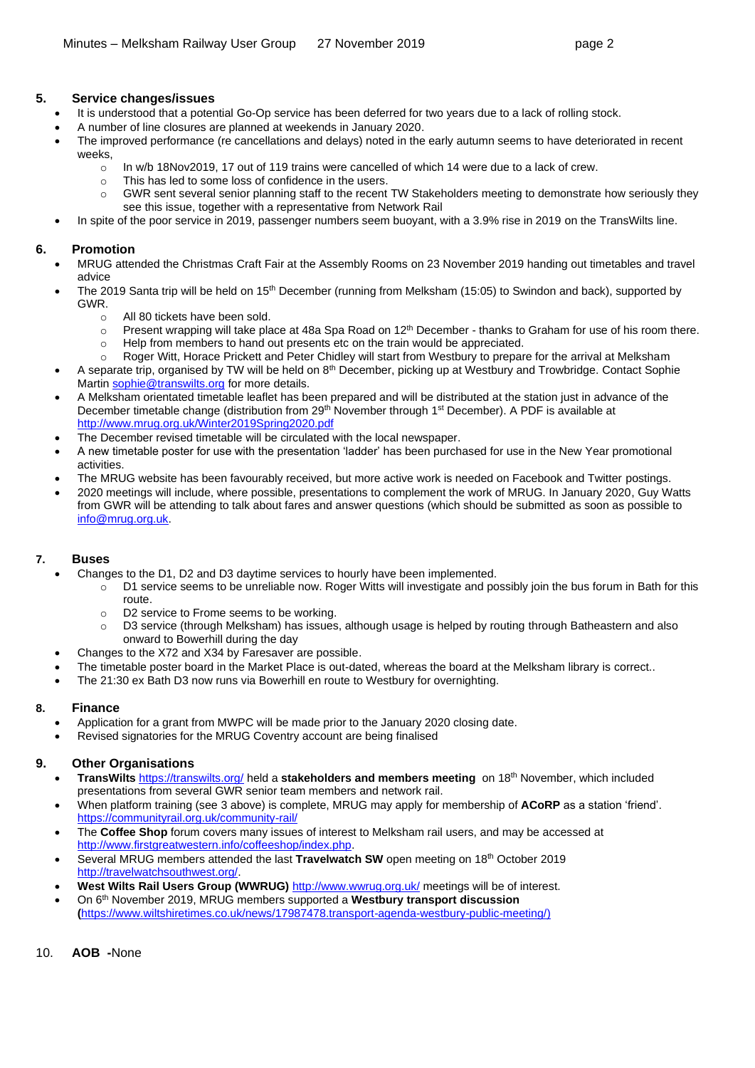## 5. Service changes/issues

- It is understood that a potential Go-Op service has been deferred for two years due to a lack of rolling stock.
- A number of line closures are planned at weekends in January 2020.
- The improved performance (re cancellations and delays) noted in the early autumn seems to have deteriorated in recent weeks,
  - In w/b 18Nov2019, 17 out of 119 trains were cancelled of which 14 were due to a lack of crew.
  - This has led to some loss of confidence in the users.
  - GWR sent several senior planning staff to the recent TW Stakeholders meeting to demonstrate how seriously they see this issue, together with a representative from Network Rail
- In spite of the poor service in 2019, passenger numbers seem buoyant, with a 3.9% rise in 2019 on the TransWilts line.

## 6. Promotion

- MRUG attended the Christmas Craft Fair at the Assembly Rooms on 23 November 2019 handing out timetables and travel advice
- The 2019 Santa trip will be held on 15th December (running from Melksham (15:05) to Swindon and back), supported by GWR.
  - All 80 tickets have been sold.
  - Present wrapping will take place at 48a Spa Road on 12th December - thanks to Graham for use of his room there.
  - Help from members to hand out presents etc on the train would be appreciated.
  - Roger Witt, Horace Prickett and Peter Chidley will start from Westbury to prepare for the arrival at Melksham
- A separate trip, organised by TW will be held on 8th December, picking up at Westbury and Trowbridge. Contact Sophie Martin sophie@transwilts.org for more details.
- A Melksham orientated timetable leaflet has been prepared and will be distributed at the station just in advance of the December timetable change (distribution from 29th November through 1st December). A PDF is available at http://www.mrug.org.uk/Winter2019Spring2020.pdf
- The December revised timetable will be circulated with the local newspaper.
- A new timetable poster for use with the presentation 'ladder' has been purchased for use in the New Year promotional activities.
- The MRUG website has been favourably received, but more active work is needed on Facebook and Twitter postings.
- 2020 meetings will include, where possible, presentations to complement the work of MRUG. In January 2020, Guy Watts from GWR will be attending to talk about fares and answer questions (which should be submitted as soon as possible to info@mrug.org.uk.

## 7. Buses

- Changes to the D1, D2 and D3 daytime services to hourly have been implemented.
  - D1 service seems to be unreliable now. Roger Witts will investigate and possibly join the bus forum in Bath for this route.
  - D2 service to Frome seems to be working.
  - D3 service (through Melksham) has issues, although usage is helped by routing through Batheastern and also onward to Bowerhill during the day
- Changes to the X72 and X34 by Faresaver are possible.
- The timetable poster board in the Market Place is out-dated, whereas the board at the Melksham library is correct..
- The 21:30 ex Bath D3 now runs via Bowerhill en route to Westbury for overnighting.

## 8. Finance

- Application for a grant from MWPC will be made prior to the January 2020 closing date.
- Revised signatories for the MRUG Coventry account are being finalised

## 9. Other Organisations

- **TransWilts** https://transwilts.org/ held a **stakeholders and members meeting** on 18th November, which included presentations from several GWR senior team members and network rail.
- When platform training (see 3 above) is complete, MRUG may apply for membership of **ACoRP** as a station 'friend'. https://communityrail.org.uk/community-rail/
- The **Coffee Shop** forum covers many issues of interest to Melksham rail users, and may be accessed at http://www.firstgreatwestern.info/coffeeshop/index.php.
- Several MRUG members attended the last **Travelwatch SW** open meeting on 18th October 2019 http://travelwatchsouthwest.org/.
- **West Wilts Rail Users Group (WWRUG)** http://www.wwrug.org.uk/ meetings will be of interest.
- On 6th November 2019, MRUG members supported a **Westbury transport discussion (**https://www.wiltshiretimes.co.uk/news/17987478.transport-agenda-westbury-public-meeting/)

## 10. AOB - None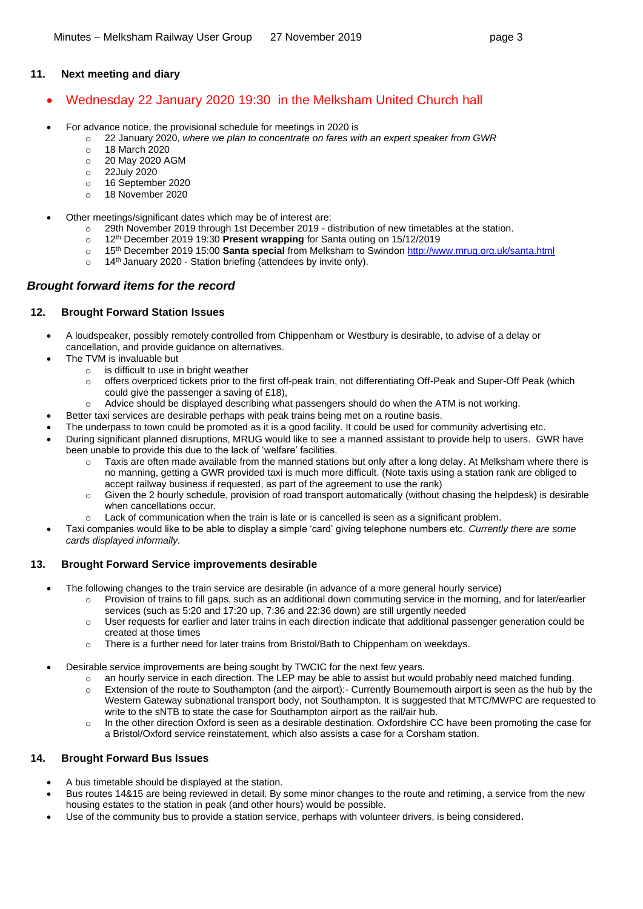## 11. Next meeting and diary

- Wednesday 22 January 2020 19:30 in the Melksham United Church hall

- For advance notice, the provisional schedule for meetings in 2020 is
  - 22 January 2020, *where we plan to concentrate on fares with an expert speaker from GWR*
  - 18 March 2020
  - 20 May 2020 AGM
  - 22July 2020
  - 16 September 2020
  - 18 November 2020

- Other meetings/significant dates which may be of interest are:
  - 29th November 2019 through 1st December 2019 - distribution of new timetables at the station.
  - 12th December 2019 19:30 **Present wrapping** for Santa outing on 15/12/2019
  - 15th December 2019 15:00 **Santa special** from Melksham to Swindon http://www.mrug.org.uk/santa.html
  - 14th January 2020 - Station briefing (attendees by invite only).

## *Brought forward items for the record*

## 12. Brought Forward Station Issues

- A loudspeaker, possibly remotely controlled from Chippenham or Westbury is desirable, to advise of a delay or cancellation, and provide guidance on alternatives.
- The TVM is invaluable but
  - is difficult to use in bright weather
  - offers overpriced tickets prior to the first off-peak train, not differentiating Off-Peak and Super-Off Peak (which could give the passenger a saving of £18),
  - Advice should be displayed describing what passengers should do when the ATM is not working.
- Better taxi services are desirable perhaps with peak trains being met on a routine basis.
- The underpass to town could be promoted as it is a good facility. It could be used for community advertising etc.
- During significant planned disruptions, MRUG would like to see a manned assistant to provide help to users. GWR have been unable to provide this due to the lack of 'welfare' facilities.
  - Taxis are often made available from the manned stations but only after a long delay. At Melksham where there is no manning, getting a GWR provided taxi is much more difficult. (Note taxis using a station rank are obliged to accept railway business if requested, as part of the agreement to use the rank)
  - Given the 2 hourly schedule, provision of road transport automatically (without chasing the helpdesk) is desirable when cancellations occur.
  - Lack of communication when the train is late or is cancelled is seen as a significant problem.
- Taxi companies would like to be able to display a simple 'card' giving telephone numbers etc. *Currently there are some cards displayed informally.*

## 13. Brought Forward Service improvements desirable

- The following changes to the train service are desirable (in advance of a more general hourly service)
  - Provision of trains to fill gaps, such as an additional down commuting service in the morning, and for later/earlier services (such as 5:20 and 17:20 up, 7:36 and 22:36 down) are still urgently needed
  - User requests for earlier and later trains in each direction indicate that additional passenger generation could be created at those times
  - There is a further need for later trains from Bristol/Bath to Chippenham on weekdays.

- Desirable service improvements are being sought by TWCIC for the next few years.
  - an hourly service in each direction. The LEP may be able to assist but would probably need matched funding.
  - Extension of the route to Southampton (and the airport):- Currently Bournemouth airport is seen as the hub by the Western Gateway subnational transport body, not Southampton. It is suggested that MTC/MWPC are requested to write to the sNTB to state the case for Southampton airport as the rail/air hub.
  - In the other direction Oxford is seen as a desirable destination. Oxfordshire CC have been promoting the case for a Bristol/Oxford service reinstatement, which also assists a case for a Corsham station.

## 14. Brought Forward Bus Issues

- A bus timetable should be displayed at the station.
- Bus routes 14&15 are being reviewed in detail. By some minor changes to the route and retiming, a service from the new housing estates to the station in peak (and other hours) would be possible.
- Use of the community bus to provide a station service, perhaps with volunteer drivers, is being considered.